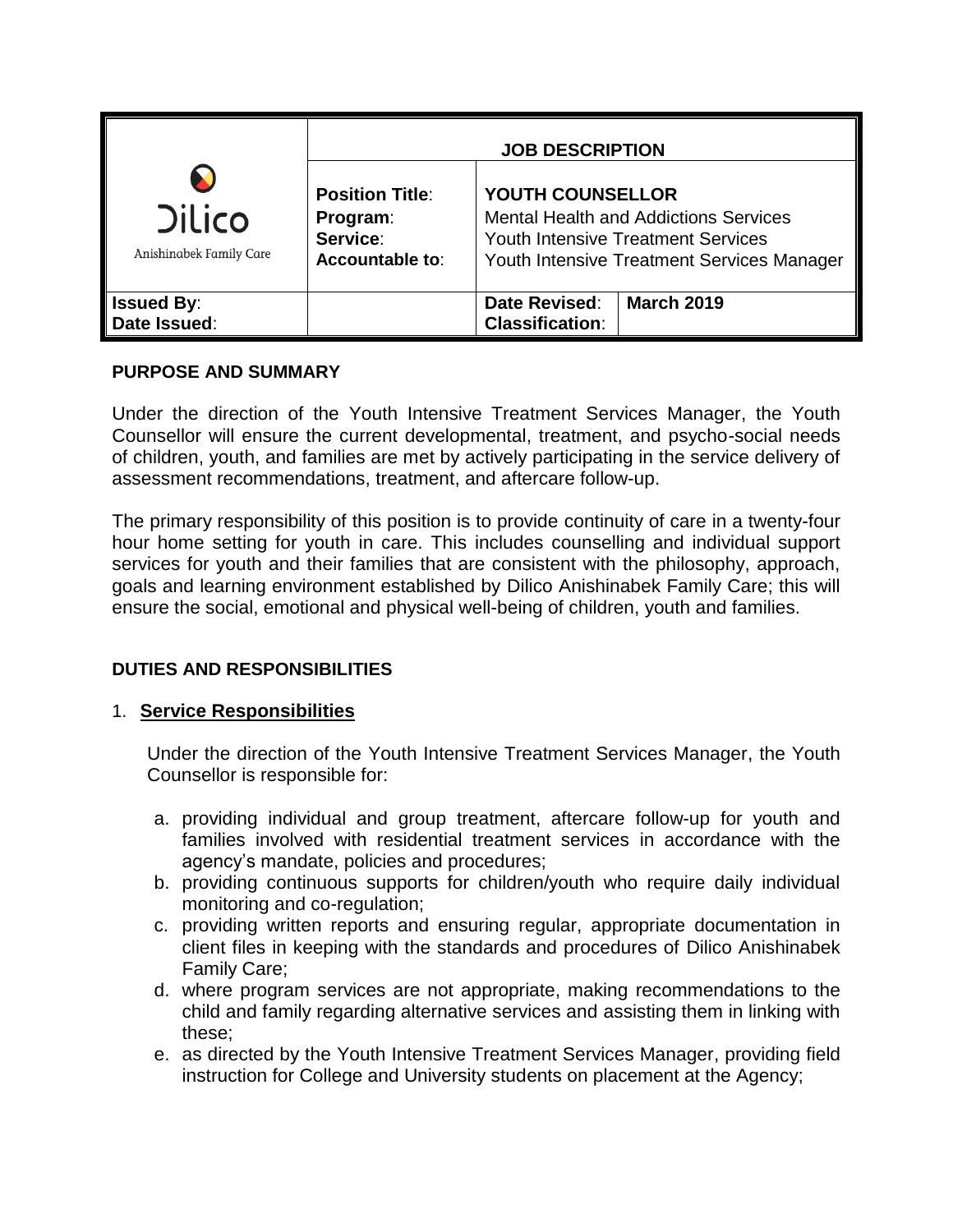| Dilico Anishinabek Family Care | JOB DESCRIPTION | | |
|---|---|---|---|
| | **Position Title**:<br>**Program**:<br>**Service**:<br>**Accountable to**: | **YOUTH COUNSELLOR**<br>Mental Health and Addictions Services<br>Youth Intensive Treatment Services<br>Youth Intensive Treatment Services Manager | |
| **Issued By**:<br>**Date Issued**: | | **Date Revised**:<br>**Classification**: | **March 2019** |

## PURPOSE AND SUMMARY

Under the direction of the Youth Intensive Treatment Services Manager, the Youth Counsellor will ensure the current developmental, treatment, and psycho-social needs of children, youth, and families are met by actively participating in the service delivery of assessment recommendations, treatment, and aftercare follow-up.

The primary responsibility of this position is to provide continuity of care in a twenty-four hour home setting for youth in care. This includes counselling and individual support services for youth and their families that are consistent with the philosophy, approach, goals and learning environment established by Dilico Anishinabek Family Care; this will ensure the social, emotional and physical well-being of children, youth and families.

## DUTIES AND RESPONSIBILITIES

### 1. Service Responsibilities

Under the direction of the Youth Intensive Treatment Services Manager, the Youth Counsellor is responsible for:

a. providing individual and group treatment, aftercare follow-up for youth and families involved with residential treatment services in accordance with the agency's mandate, policies and procedures;
b. providing continuous supports for children/youth who require daily individual monitoring and co-regulation;
c. providing written reports and ensuring regular, appropriate documentation in client files in keeping with the standards and procedures of Dilico Anishinabek Family Care;
d. where program services are not appropriate, making recommendations to the child and family regarding alternative services and assisting them in linking with these;
e. as directed by the Youth Intensive Treatment Services Manager, providing field instruction for College and University students on placement at the Agency;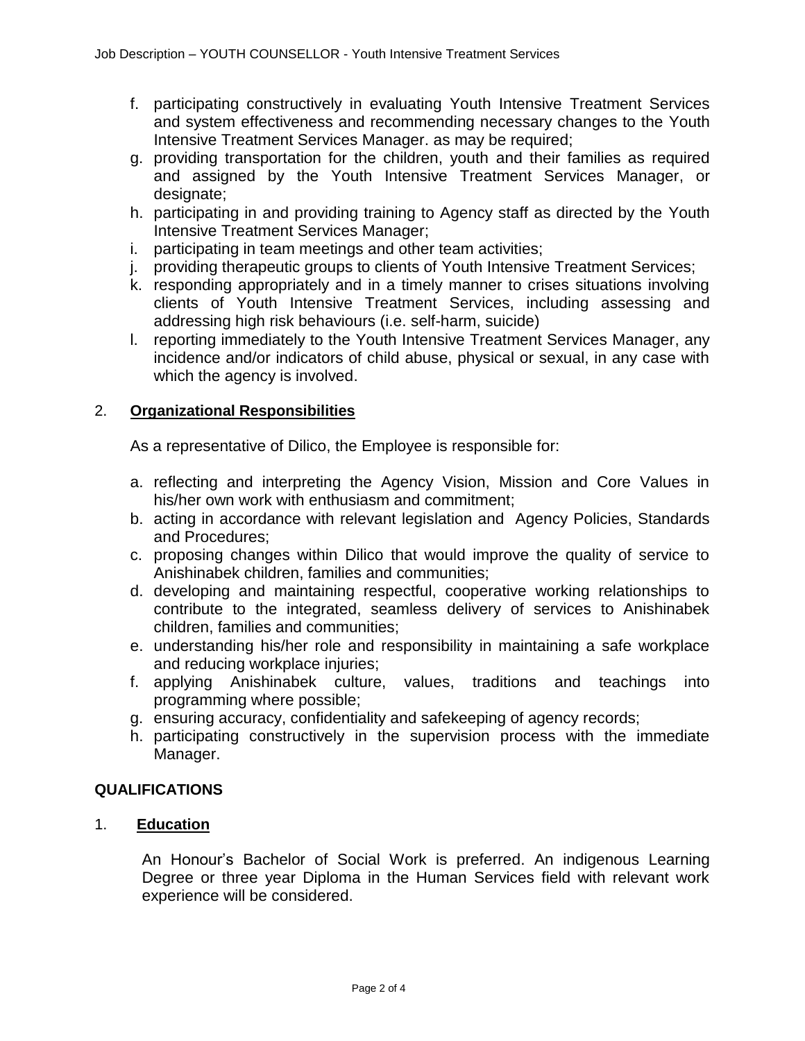f. participating constructively in evaluating Youth Intensive Treatment Services and system effectiveness and recommending necessary changes to the Youth Intensive Treatment Services Manager. as may be required;
g. providing transportation for the children, youth and their families as required and assigned by the Youth Intensive Treatment Services Manager, or designate;
h. participating in and providing training to Agency staff as directed by the Youth Intensive Treatment Services Manager;
i. participating in team meetings and other team activities;
j. providing therapeutic groups to clients of Youth Intensive Treatment Services;
k. responding appropriately and in a timely manner to crises situations involving clients of Youth Intensive Treatment Services, including assessing and addressing high risk behaviours (i.e. self-harm, suicide)
l. reporting immediately to the Youth Intensive Treatment Services Manager, any incidence and/or indicators of child abuse, physical or sexual, in any case with which the agency is involved.

2. **Organizational Responsibilities**

As a representative of Dilico, the Employee is responsible for:

a. reflecting and interpreting the Agency Vision, Mission and Core Values in his/her own work with enthusiasm and commitment;
b. acting in accordance with relevant legislation and Agency Policies, Standards and Procedures;
c. proposing changes within Dilico that would improve the quality of service to Anishinabek children, families and communities;
d. developing and maintaining respectful, cooperative working relationships to contribute to the integrated, seamless delivery of services to Anishinabek children, families and communities;
e. understanding his/her role and responsibility in maintaining a safe workplace and reducing workplace injuries;
f. applying Anishinabek culture, values, traditions and teachings into programming where possible;
g. ensuring accuracy, confidentiality and safekeeping of agency records;
h. participating constructively in the supervision process with the immediate Manager.

## QUALIFICATIONS

1. **Education**

An Honour's Bachelor of Social Work is preferred. An indigenous Learning Degree or three year Diploma in the Human Services field with relevant work experience will be considered.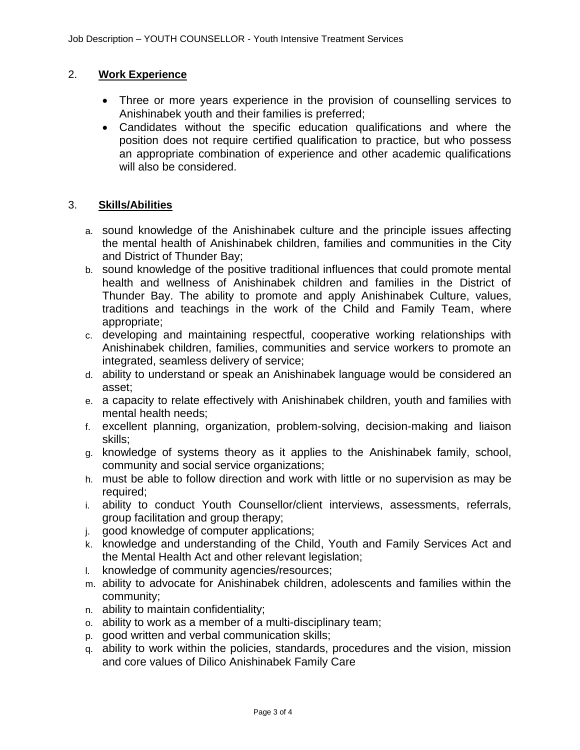## 2. **Work Experience**

- Three or more years experience in the provision of counselling services to Anishinabek youth and their families is preferred;
- Candidates without the specific education qualifications and where the position does not require certified qualification to practice, but who possess an appropriate combination of experience and other academic qualifications will also be considered.

## 3. **Skills/Abilities**

a. sound knowledge of the Anishinabek culture and the principle issues affecting the mental health of Anishinabek children, families and communities in the City and District of Thunder Bay;
b. sound knowledge of the positive traditional influences that could promote mental health and wellness of Anishinabek children and families in the District of Thunder Bay. The ability to promote and apply Anishinabek Culture, values, traditions and teachings in the work of the Child and Family Team, where appropriate;
c. developing and maintaining respectful, cooperative working relationships with Anishinabek children, families, communities and service workers to promote an integrated, seamless delivery of service;
d. ability to understand or speak an Anishinabek language would be considered an asset;
e. a capacity to relate effectively with Anishinabek children, youth and families with mental health needs;
f. excellent planning, organization, problem-solving, decision-making and liaison skills;
g. knowledge of systems theory as it applies to the Anishinabek family, school, community and social service organizations;
h. must be able to follow direction and work with little or no supervision as may be required;
i. ability to conduct Youth Counsellor/client interviews, assessments, referrals, group facilitation and group therapy;
j. good knowledge of computer applications;
k. knowledge and understanding of the Child, Youth and Family Services Act and the Mental Health Act and other relevant legislation;
l. knowledge of community agencies/resources;
m. ability to advocate for Anishinabek children, adolescents and families within the community;
n. ability to maintain confidentiality;
o. ability to work as a member of a multi-disciplinary team;
p. good written and verbal communication skills;
q. ability to work within the policies, standards, procedures and the vision, mission and core values of Dilico Anishinabek Family Care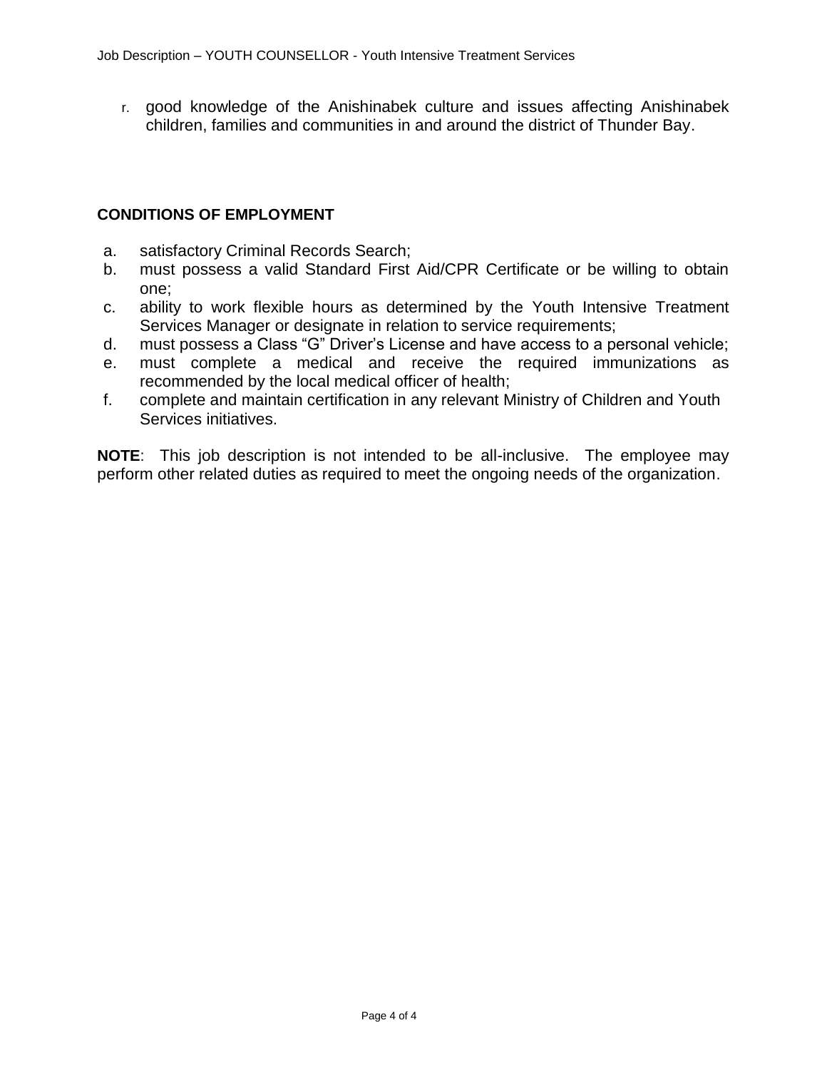r. good knowledge of the Anishinabek culture and issues affecting Anishinabek children, families and communities in and around the district of Thunder Bay.

## CONDITIONS OF EMPLOYMENT

a. satisfactory Criminal Records Search;
b. must possess a valid Standard First Aid/CPR Certificate or be willing to obtain one;
c. ability to work flexible hours as determined by the Youth Intensive Treatment Services Manager or designate in relation to service requirements;
d. must possess a Class “G” Driver’s License and have access to a personal vehicle;
e. must complete a medical and receive the required immunizations as recommended by the local medical officer of health;
f. complete and maintain certification in any relevant Ministry of Children and Youth Services initiatives.

**NOTE**: This job description is not intended to be all-inclusive. The employee may perform other related duties as required to meet the ongoing needs of the organization.